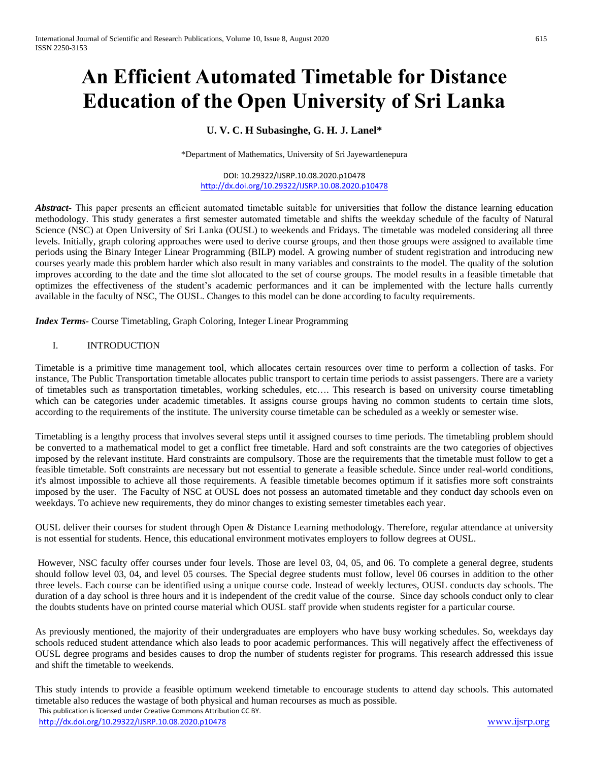# An Efficient Automated Timetable for Distance Education of the Open University of Sri Lanka

**U. V. C. H Subasinghe, G. H. J. Lanel***

*Department of Mathematics, University of Sri Jayewardenepura

DOI: 10.29322/IJSRP.10.08.2020.p10478
http://dx.doi.org/10.29322/IJSRP.10.08.2020.p10478

***Abstract-*** This paper presents an efficient automated timetable suitable for universities that follow the distance learning education methodology. This study generates a first semester automated timetable and shifts the weekday schedule of the faculty of Natural Science (NSC) at Open University of Sri Lanka (OUSL) to weekends and Fridays. The timetable was modeled considering all three levels. Initially, graph coloring approaches were used to derive course groups, and then those groups were assigned to available time periods using the Binary Integer Linear Programming (BILP) model. A growing number of student registration and introducing new courses yearly made this problem harder which also result in many variables and constraints to the model. The quality of the solution improves according to the date and the time slot allocated to the set of course groups. The model results in a feasible timetable that optimizes the effectiveness of the student's academic performances and it can be implemented with the lecture halls currently available in the faculty of NSC, The OUSL. Changes to this model can be done according to faculty requirements.

***Index Terms-*** Course Timetabling, Graph Coloring, Integer Linear Programming

## I. INTRODUCTION

Timetable is a primitive time management tool, which allocates certain resources over time to perform a collection of tasks. For instance, The Public Transportation timetable allocates public transport to certain time periods to assist passengers. There are a variety of timetables such as transportation timetables, working schedules, etc…. This research is based on university course timetabling which can be categories under academic timetables. It assigns course groups having no common students to certain time slots, according to the requirements of the institute. The university course timetable can be scheduled as a weekly or semester wise.

Timetabling is a lengthy process that involves several steps until it assigned courses to time periods. The timetabling problem should be converted to a mathematical model to get a conflict free timetable. Hard and soft constraints are the two categories of objectives imposed by the relevant institute. Hard constraints are compulsory. Those are the requirements that the timetable must follow to get a feasible timetable. Soft constraints are necessary but not essential to generate a feasible schedule. Since under real-world conditions, it's almost impossible to achieve all those requirements. A feasible timetable becomes optimum if it satisfies more soft constraints imposed by the user. The Faculty of NSC at OUSL does not possess an automated timetable and they conduct day schools even on weekdays. To achieve new requirements, they do minor changes to existing semester timetables each year.

OUSL deliver their courses for student through Open & Distance Learning methodology. Therefore, regular attendance at university is not essential for students. Hence, this educational environment motivates employers to follow degrees at OUSL.

However, NSC faculty offer courses under four levels. Those are level 03, 04, 05, and 06. To complete a general degree, students should follow level 03, 04, and level 05 courses. The Special degree students must follow, level 06 courses in addition to the other three levels. Each course can be identified using a unique course code. Instead of weekly lectures, OUSL conducts day schools. The duration of a day school is three hours and it is independent of the credit value of the course. Since day schools conduct only to clear the doubts students have on printed course material which OUSL staff provide when students register for a particular course.

As previously mentioned, the majority of their undergraduates are employers who have busy working schedules. So, weekdays day schools reduced student attendance which also leads to poor academic performances. This will negatively affect the effectiveness of OUSL degree programs and besides causes to drop the number of students register for programs. This research addressed this issue and shift the timetable to weekends.

This study intends to provide a feasible optimum weekend timetable to encourage students to attend day schools. This automated timetable also reduces the wastage of both physical and human recourses as much as possible.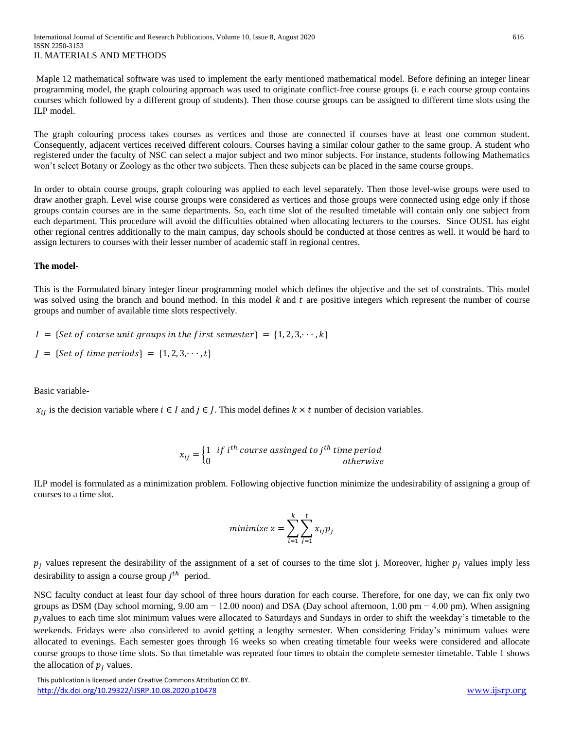## II. MATERIALS AND METHODS

Maple 12 mathematical software was used to implement the early mentioned mathematical model. Before defining an integer linear programming model, the graph colouring approach was used to originate conflict-free course groups (i. e each course group contains courses which followed by a different group of students). Then those course groups can be assigned to different time slots using the ILP model.

The graph colouring process takes courses as vertices and those are connected if courses have at least one common student. Consequently, adjacent vertices received different colours. Courses having a similar colour gather to the same group. A student who registered under the faculty of NSC can select a major subject and two minor subjects. For instance, students following Mathematics won't select Botany or Zoology as the other two subjects. Then these subjects can be placed in the same course groups.

In order to obtain course groups, graph colouring was applied to each level separately. Then those level-wise groups were used to draw another graph. Level wise course groups were considered as vertices and those groups were connected using edge only if those groups contain courses are in the same departments. So, each time slot of the resulted timetable will contain only one subject from each department. This procedure will avoid the difficulties obtained when allocating lecturers to the courses. Since OUSL has eight other regional centres additionally to the main campus, day schools should be conducted at those centres as well. it would be hard to assign lecturers to courses with their lesser number of academic staff in regional centres.

**The model-**

This is the Formulated binary integer linear programming model which defines the objective and the set of constraints. This model was solved using the branch and bound method. In this model $k$ and $t$ are positive integers which represent the number of course groups and number of available time slots respectively.

$$I = \{Set\ of\ course\ unit\ groups\ in\ the\ first\ semester\} = \{1, 2, 3, \cdots, k\}$$

$$J = \{Set\ of\ time\ periods\} = \{1, 2, 3, \cdots, t\}$$

Basic variable-

$x_{ij}$ is the decision variable where $i \in I$ and $j \in J$. This model defines $k \times t$ number of decision variables.

$$x_{ij} = \begin{cases} 1 & if\ i^{th}\ course\ assinged\ to\ j^{th}\ time\ period \\ 0 & otherwise \end{cases}$$

ILP model is formulated as a minimization problem. Following objective function minimize the undesirability of assigning a group of courses to a time slot.

$$minimize\ z = \sum_{i=1}^{k} \sum_{j=1}^{t} x_{ij} p_j$$

$p_j$ values represent the desirability of the assignment of a set of courses to the time slot j. Moreover, higher $p_j$ values imply less desirability to assign a course group $j^{th}$ period.

NSC faculty conduct at least four day school of three hours duration for each course. Therefore, for one day, we can fix only two groups as DSM (Day school morning, 9.00 am − 12.00 noon) and DSA (Day school afternoon, 1.00 pm − 4.00 pm). When assigning $p_j$ values to each time slot minimum values were allocated to Saturdays and Sundays in order to shift the weekday's timetable to the weekends. Fridays were also considered to avoid getting a lengthy semester. When considering Friday's minimum values were allocated to evenings. Each semester goes through 16 weeks so when creating timetable four weeks were considered and allocate course groups to those time slots. So that timetable was repeated four times to obtain the complete semester timetable. Table 1 shows the allocation of $p_j$ values.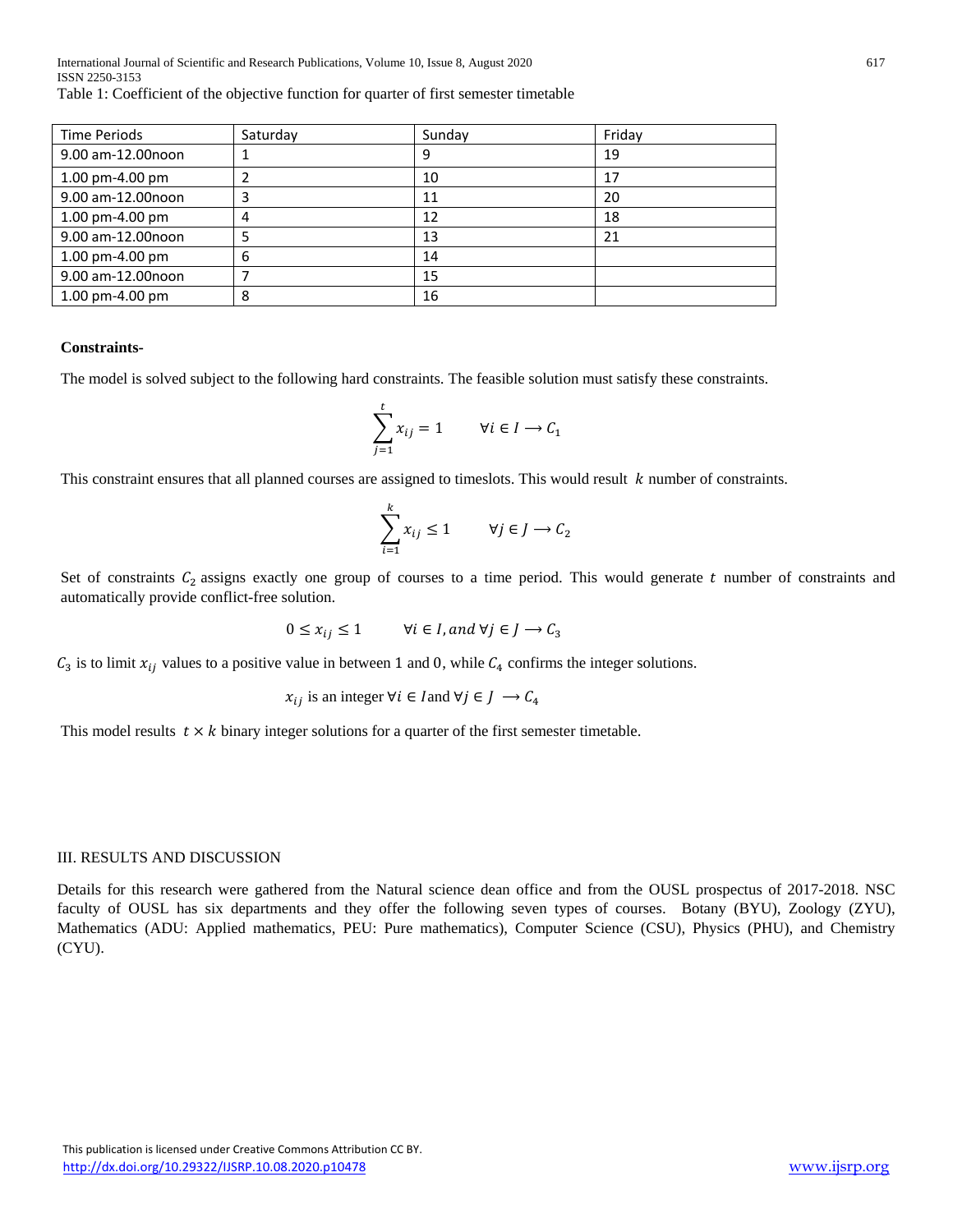Table 1: Coefficient of the objective function for quarter of first semester timetable

| Time Periods | Saturday | Sunday | Friday |
|---|---|---|---|
| 9.00 am-12.00noon | 1 | 9 | 19 |
| 1.00 pm-4.00 pm | 2 | 10 | 17 |
| 9.00 am-12.00noon | 3 | 11 | 20 |
| 1.00 pm-4.00 pm | 4 | 12 | 18 |
| 9.00 am-12.00noon | 5 | 13 | 21 |
| 1.00 pm-4.00 pm | 6 | 14 | |
| 9.00 am-12.00noon | 7 | 15 | |
| 1.00 pm-4.00 pm | 8 | 16 | |

**Constraints-**

The model is solved subject to the following hard constraints. The feasible solution must satisfy these constraints.

$$\sum_{j=1}^{t} x_{ij} = 1 \qquad \forall i \in I \longrightarrow C_1$$

This constraint ensures that all planned courses are assigned to timeslots. This would result $k$ number of constraints.

$$\sum_{i=1}^{k} x_{ij} \leq 1 \qquad \forall j \in J \longrightarrow C_2$$

Set of constraints $C_2$ assigns exactly one group of courses to a time period. This would generate $t$ number of constraints and automatically provide conflict-free solution.

$$0 \leq x_{ij} \leq 1 \qquad \forall i \in I, and\ \forall j \in J \longrightarrow C_3$$

$C_3$ is to limit $x_{ij}$ values to a positive value in between 1 and 0, while $C_4$ confirms the integer solutions.

$$x_{ij} \text{ is an integer } \forall i \in I \text{and } \forall j \in J \ \longrightarrow C_4$$

This model results $t \times k$ binary integer solutions for a quarter of the first semester timetable.

## III. RESULTS AND DISCUSSION

Details for this research were gathered from the Natural science dean office and from the OUSL prospectus of 2017-2018. NSC faculty of OUSL has six departments and they offer the following seven types of courses. Botany (BYU), Zoology (ZYU), Mathematics (ADU: Applied mathematics, PEU: Pure mathematics), Computer Science (CSU), Physics (PHU), and Chemistry (CYU).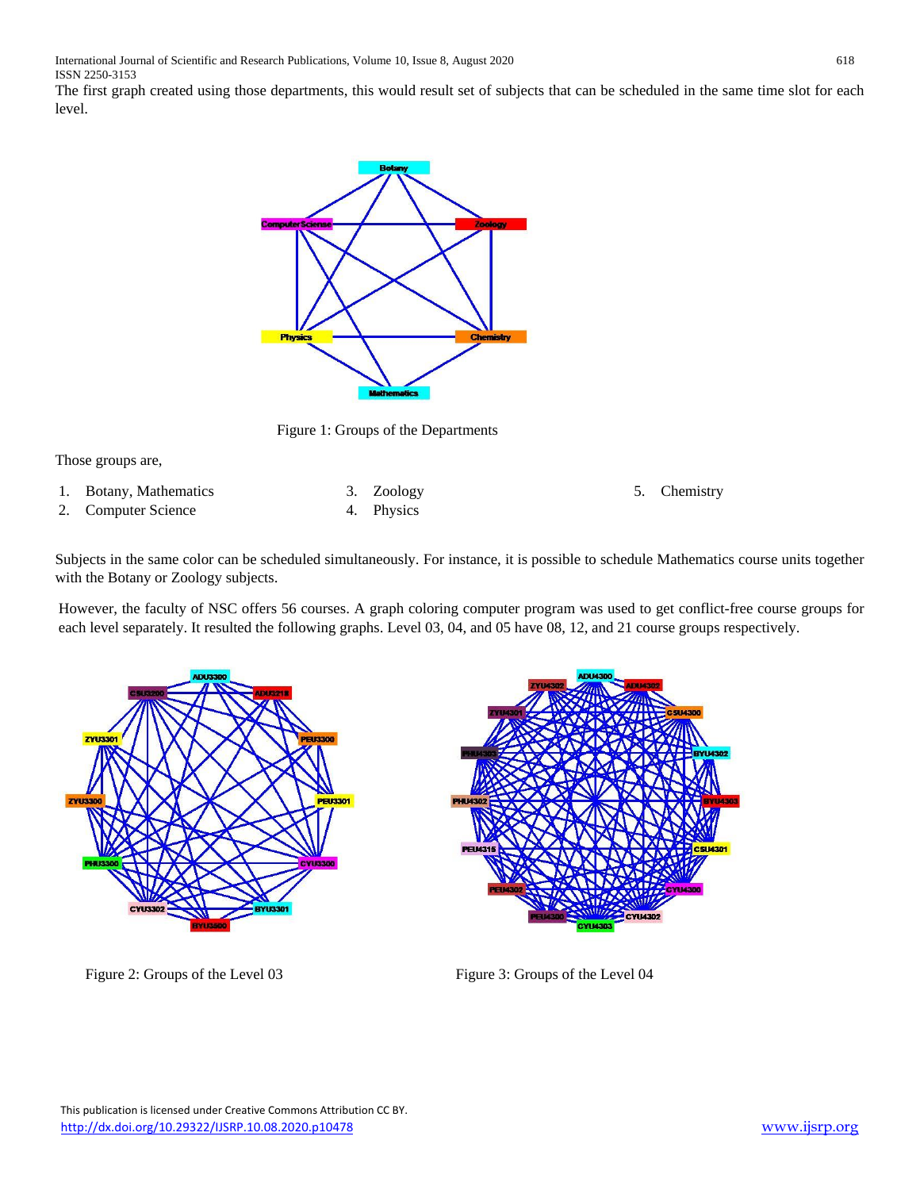The first graph created using those departments, this would result set of subjects that can be scheduled in the same time slot for each level.

Botany

Computer Science

Zoology

Physics

Chemistry

Mathematics

Figure 1: Groups of the Departments

Those groups are,

1. Botany, Mathematics
2. Computer Science
3. Zoology
4. Physics
5. Chemistry

Subjects in the same color can be scheduled simultaneously. For instance, it is possible to schedule Mathematics course units together with the Botany or Zoology subjects.

However, the faculty of NSC offers 56 courses. A graph coloring computer program was used to get conflict-free course groups for each level separately. It resulted the following graphs. Level 03, 04, and 05 have 08, 12, and 21 course groups respectively.

ADU3300

CSU3200

ADU3218

ZYU3301

PEU3300

ZYU3300

PEU3301

PHU3300

CYU3300

CYU3302

BYU3301

BYU3300

Figure 2: Groups of the Level 03

ADU4300

ZYU4302

ADU4302

ZYU4301

CSU4300

PHU4303

BYU4302

PHU4302

BYU4303

PEU4315

CSU4301

PEU4302

CYU4300

PEU4300

CYU4302

CYU4303

Figure 3: Groups of the Level 04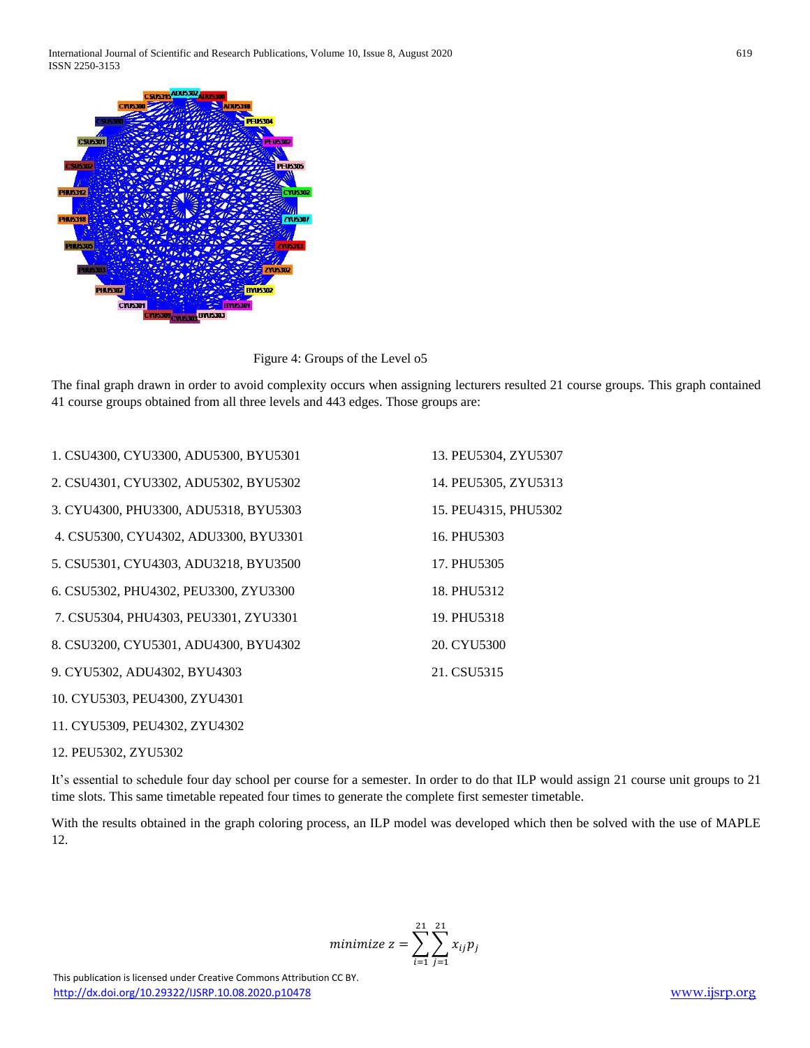Figure 4: Groups of the Level o5

The final graph drawn in order to avoid complexity occurs when assigning lecturers resulted 21 course groups. This graph contained 41 course groups obtained from all three levels and 443 edges. Those groups are:

1. CSU4300, CYU3300, ADU5300, BYU5301
2. CSU4301, CYU3302, ADU5302, BYU5302
3. CYU4300, PHU3300, ADU5318, BYU5303
4. CSU5300, CYU4302, ADU3300, BYU3301
5. CSU5301, CYU4303, ADU3218, BYU3500
6. CSU5302, PHU4302, PEU3300, ZYU3300
7. CSU5304, PHU4303, PEU3301, ZYU3301
8. CSU3200, CYU5301, ADU4300, BYU4302
9. CYU5302, ADU4302, BYU4303
10. CYU5303, PEU4300, ZYU4301
11. CYU5309, PEU4302, ZYU4302
12. PEU5302, ZYU5302
13. PEU5304, ZYU5307
14. PEU5305, ZYU5313
15. PEU4315, PHU5302
16. PHU5303
17. PHU5305
18. PHU5312
19. PHU5318
20. CYU5300
21. CSU5315

It's essential to schedule four day school per course for a semester. In order to do that ILP would assign 21 course unit groups to 21 time slots. This same timetable repeated four times to generate the complete first semester timetable.

With the results obtained in the graph coloring process, an ILP model was developed which then be solved with the use of MAPLE 12.

$$minimize\ z = \sum_{i=1}^{21} \sum_{j=1}^{21} x_{ij} p_j$$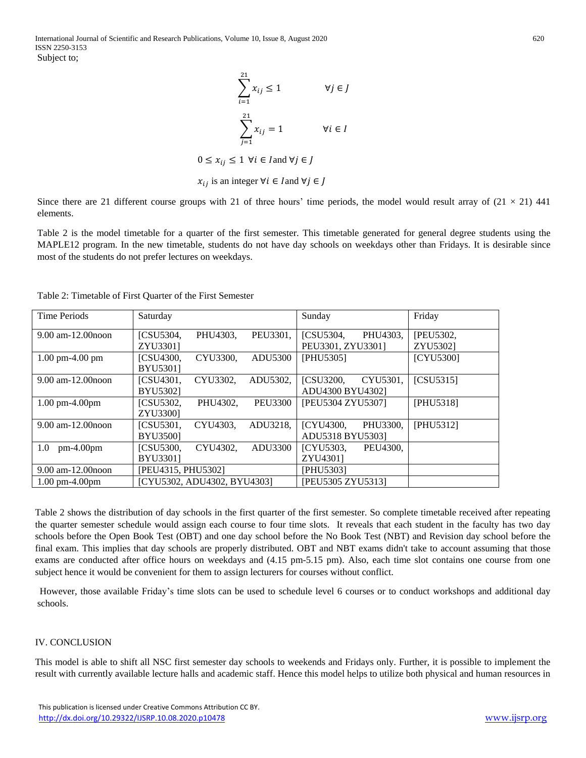Subject to;

$$\sum_{i=1}^{21} x_{ij} \leq 1 \qquad \forall j \in J$$

$$\sum_{j=1}^{21} x_{ij} = 1 \qquad \forall i \in I$$

$$0 \leq x_{ij} \leq 1 \ \ \forall i \in I \text{ and } \forall j \in J$$

$x_{ij}$ is an integer $\forall i \in I$ and $\forall j \in J$

Since there are 21 different course groups with 21 of three hours' time periods, the model would result array of $(21 \times 21)$ 441 elements.

Table 2 is the model timetable for a quarter of the first semester. This timetable generated for general degree students using the MAPLE12 program. In the new timetable, students do not have day schools on weekdays other than Fridays. It is desirable since most of the students do not prefer lectures on weekdays.

Table 2: Timetable of First Quarter of the First Semester

| Time Periods | Saturday | Sunday | Friday |
|---|---|---|---|
| 9.00 am-12.00noon | [CSU5304, PHU4303, PEU3301, ZYU3301] | [CSU5304, PHU4303, PEU3301, ZYU3301] | [PEU5302, ZYU5302] |
| 1.00 pm-4.00 pm | [CSU4300, CYU3300, ADU5300 BYU5301] | [PHU5305] | [CYU5300] |
| 9.00 am-12.00noon | [CSU4301, CYU3302, ADU5302, BYU5302] | [CSU3200, CYU5301, ADU4300 BYU4302] | [CSU5315] |
| 1.00 pm-4.00pm | [CSU5302, PHU4302, PEU3300 ZYU3300] | [PEU5304 ZYU5307] | [PHU5318] |
| 9.00 am-12.00noon | [CSU5301, CYU4303, ADU3218, BYU3500] | [CYU4300, PHU3300, ADU5318 BYU5303] | [PHU5312] |
| 1.0 pm-4.00pm | [CSU5300, CYU4302, ADU3300 BYU3301] | [CYU5303, PEU4300, ZYU4301] | |
| 9.00 am-12.00noon | [PEU4315, PHU5302] | [PHU5303] | |
| 1.00 pm-4.00pm | [CYU5302, ADU4302, BYU4303] | [PEU5305 ZYU5313] | |

Table 2 shows the distribution of day schools in the first quarter of the first semester. So complete timetable received after repeating the quarter semester schedule would assign each course to four time slots. It reveals that each student in the faculty has two day schools before the Open Book Test (OBT) and one day school before the No Book Test (NBT) and Revision day school before the final exam. This implies that day schools are properly distributed. OBT and NBT exams didn't take to account assuming that those exams are conducted after office hours on weekdays and (4.15 pm-5.15 pm). Also, each time slot contains one course from one subject hence it would be convenient for them to assign lecturers for courses without conflict.

However, those available Friday's time slots can be used to schedule level 6 courses or to conduct workshops and additional day schools.

## IV. CONCLUSION

This model is able to shift all NSC first semester day schools to weekends and Fridays only. Further, it is possible to implement the result with currently available lecture halls and academic staff. Hence this model helps to utilize both physical and human resources in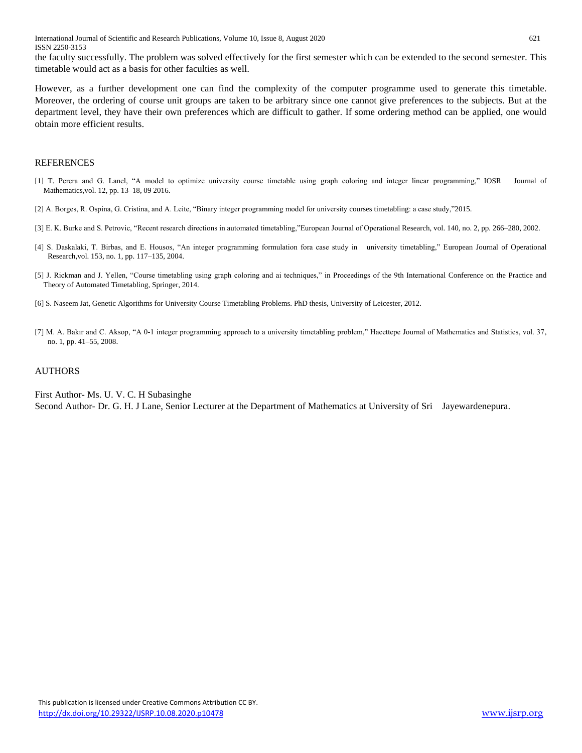the faculty successfully. The problem was solved effectively for the first semester which can be extended to the second semester. This timetable would act as a basis for other faculties as well.

However, as a further development one can find the complexity of the computer programme used to generate this timetable. Moreover, the ordering of course unit groups are taken to be arbitrary since one cannot give preferences to the subjects. But at the department level, they have their own preferences which are difficult to gather. If some ordering method can be applied, one would obtain more efficient results.

## REFERENCES

[1] T. Perera and G. Lanel, "A model to optimize university course timetable using graph coloring and integer linear programming," IOSR Journal of Mathematics,vol. 12, pp. 13–18, 09 2016.

[2] A. Borges, R. Ospina, G. Cristina, and A. Leite, "Binary integer programming model for university courses timetabling: a case study,"2015.

[3] E. K. Burke and S. Petrovic, "Recent research directions in automated timetabling,"European Journal of Operational Research, vol. 140, no. 2, pp. 266–280, 2002.

[4] S. Daskalaki, T. Birbas, and E. Housos, "An integer programming formulation fora case study in university timetabling," European Journal of Operational Research,vol. 153, no. 1, pp. 117–135, 2004.

[5] J. Rickman and J. Yellen, "Course timetabling using graph coloring and ai techniques," in Proceedings of the 9th International Conference on the Practice and Theory of Automated Timetabling, Springer, 2014.

[6] S. Naseem Jat, Genetic Algorithms for University Course Timetabling Problems. PhD thesis, University of Leicester, 2012.

[7] M. A. Bakır and C. Aksop, "A 0-1 integer programming approach to a university timetabling problem," Hacettepe Journal of Mathematics and Statistics, vol. 37, no. 1, pp. 41–55, 2008.

## AUTHORS

First Author- Ms. U. V. C. H Subasinghe
Second Author- Dr. G. H. J Lane, Senior Lecturer at the Department of Mathematics at University of Sri Jayewardenepura.